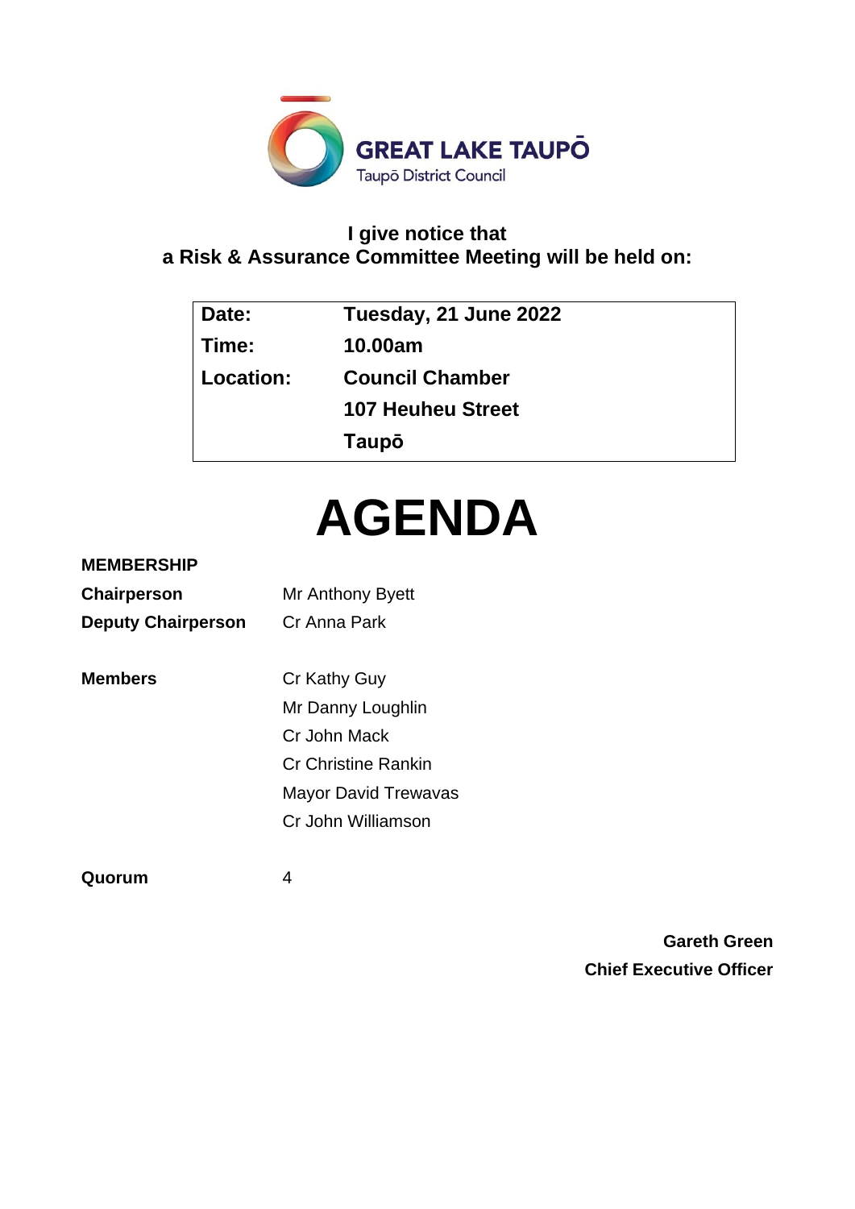GREAT LAKE TAUPŌ
Taupō District Council

**I give notice that**
**a Risk & Assurance Committee Meeting will be held on:**

| | |
|---|---|
| **Date:** | **Tuesday, 21 June 2022** |
| **Time:** | **10.00am** |
| **Location:** | **Council Chamber** |
| | **107 Heuheu Street** |
| | **Taupō** |

# AGENDA

**MEMBERSHIP**

| | |
|---|---|
| **Chairperson** | Mr Anthony Byett |
| **Deputy Chairperson** | Cr Anna Park |
| | |
| **Members** | Cr Kathy Guy |
| | Mr Danny Loughlin |
| | Cr John Mack |
| | Cr Christine Rankin |
| | Mayor David Trewavas |
| | Cr John Williamson |
| | |
| **Quorum** | 4 |

**Gareth Green**
**Chief Executive Officer**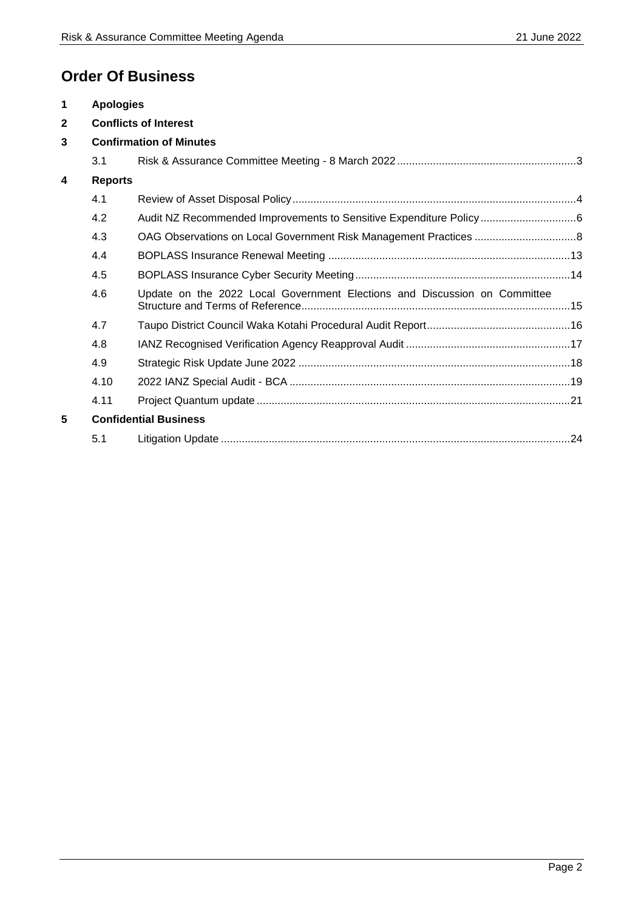# Order Of Business

**1 Apologies**

**2 Conflicts of Interest**

**3 Confirmation of Minutes**

3.1 Risk & Assurance Committee Meeting - 8 March 2022 ........ 3

**4 Reports**

4.1 Review of Asset Disposal Policy ........ 4

4.2 Audit NZ Recommended Improvements to Sensitive Expenditure Policy ........ 6

4.3 OAG Observations on Local Government Risk Management Practices ........ 8

4.4 BOPLASS Insurance Renewal Meeting ........ 13

4.5 BOPLASS Insurance Cyber Security Meeting ........ 14

4.6 Update on the 2022 Local Government Elections and Discussion on Committee Structure and Terms of Reference ........ 15

4.7 Taupo District Council Waka Kotahi Procedural Audit Report ........ 16

4.8 IANZ Recognised Verification Agency Reapproval Audit ........ 17

4.9 Strategic Risk Update June 2022 ........ 18

4.10 2022 IANZ Special Audit - BCA ........ 19

4.11 Project Quantum update ........ 21

**5 Confidential Business**

5.1 Litigation Update ........ 24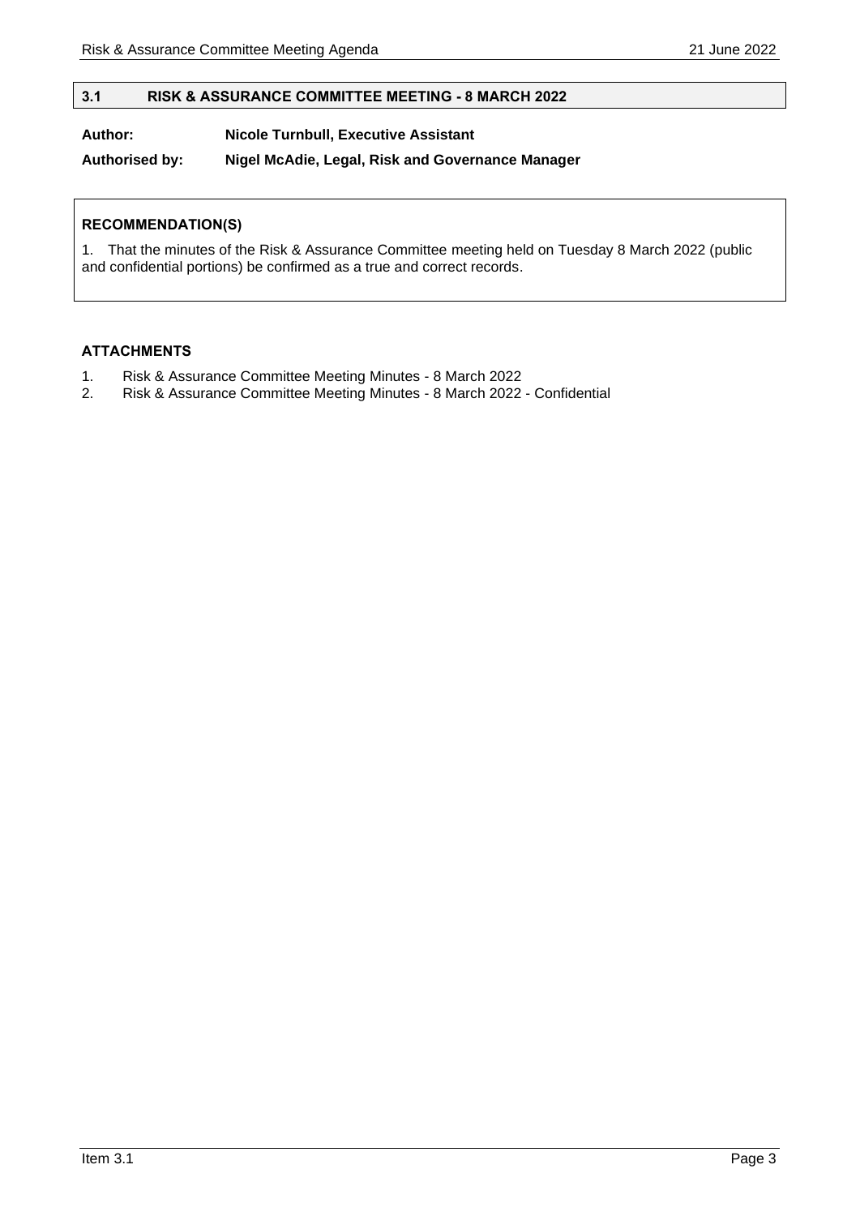## 3.1 RISK & ASSURANCE COMMITTEE MEETING - 8 MARCH 2022

**Author:** **Nicole Turnbull, Executive Assistant**

**Authorised by:** **Nigel McAdie, Legal, Risk and Governance Manager**

**RECOMMENDATION(S)**

1. That the minutes of the Risk & Assurance Committee meeting held on Tuesday 8 March 2022 (public and confidential portions) be confirmed as a true and correct records.

**ATTACHMENTS**

1. Risk & Assurance Committee Meeting Minutes - 8 March 2022
2. Risk & Assurance Committee Meeting Minutes - 8 March 2022 - Confidential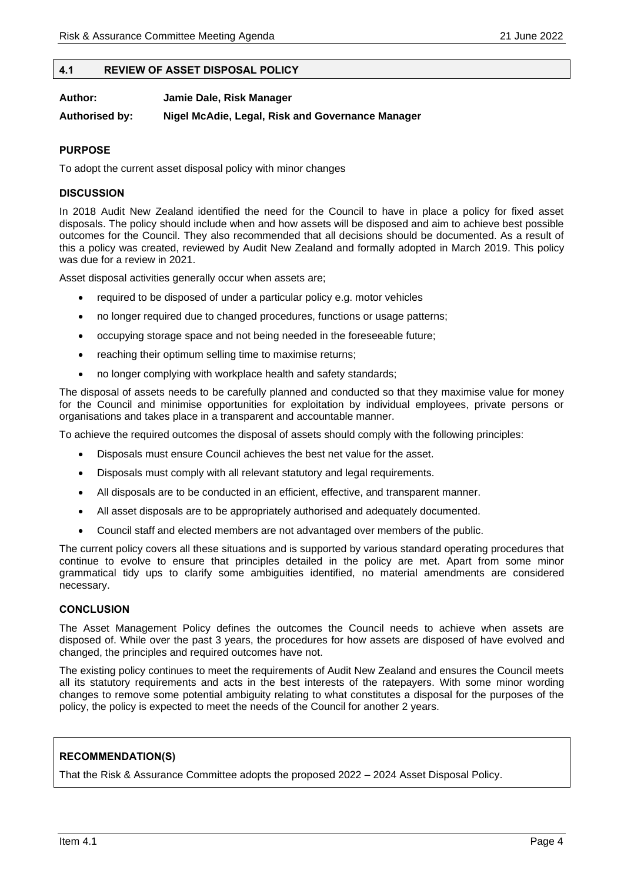## 4.1 REVIEW OF ASSET DISPOSAL POLICY

**Author:** **Jamie Dale, Risk Manager**

**Authorised by:** **Nigel McAdie, Legal, Risk and Governance Manager**

### PURPOSE

To adopt the current asset disposal policy with minor changes

### DISCUSSION

In 2018 Audit New Zealand identified the need for the Council to have in place a policy for fixed asset disposals. The policy should include when and how assets will be disposed and aim to achieve best possible outcomes for the Council. They also recommended that all decisions should be documented. As a result of this a policy was created, reviewed by Audit New Zealand and formally adopted in March 2019. This policy was due for a review in 2021.

Asset disposal activities generally occur when assets are;

- required to be disposed of under a particular policy e.g. motor vehicles
- no longer required due to changed procedures, functions or usage patterns;
- occupying storage space and not being needed in the foreseeable future;
- reaching their optimum selling time to maximise returns;
- no longer complying with workplace health and safety standards;

The disposal of assets needs to be carefully planned and conducted so that they maximise value for money for the Council and minimise opportunities for exploitation by individual employees, private persons or organisations and takes place in a transparent and accountable manner.

To achieve the required outcomes the disposal of assets should comply with the following principles:

- Disposals must ensure Council achieves the best net value for the asset.
- Disposals must comply with all relevant statutory and legal requirements.
- All disposals are to be conducted in an efficient, effective, and transparent manner.
- All asset disposals are to be appropriately authorised and adequately documented.
- Council staff and elected members are not advantaged over members of the public.

The current policy covers all these situations and is supported by various standard operating procedures that continue to evolve to ensure that principles detailed in the policy are met. Apart from some minor grammatical tidy ups to clarify some ambiguities identified, no material amendments are considered necessary.

### CONCLUSION

The Asset Management Policy defines the outcomes the Council needs to achieve when assets are disposed of. While over the past 3 years, the procedures for how assets are disposed of have evolved and changed, the principles and required outcomes have not.

The existing policy continues to meet the requirements of Audit New Zealand and ensures the Council meets all its statutory requirements and acts in the best interests of the ratepayers. With some minor wording changes to remove some potential ambiguity relating to what constitutes a disposal for the purposes of the policy, the policy is expected to meet the needs of the Council for another 2 years.

### RECOMMENDATION(S)

That the Risk & Assurance Committee adopts the proposed 2022 – 2024 Asset Disposal Policy.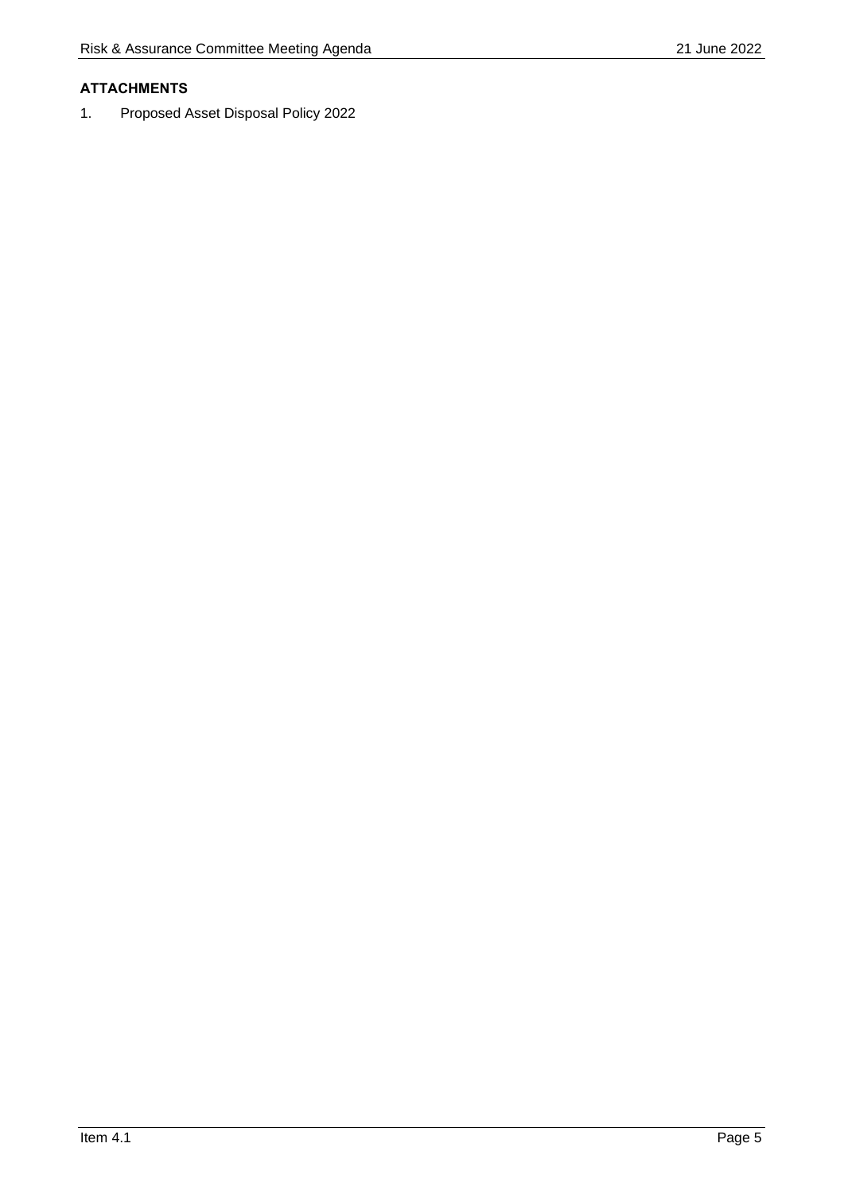**ATTACHMENTS**

1. Proposed Asset Disposal Policy 2022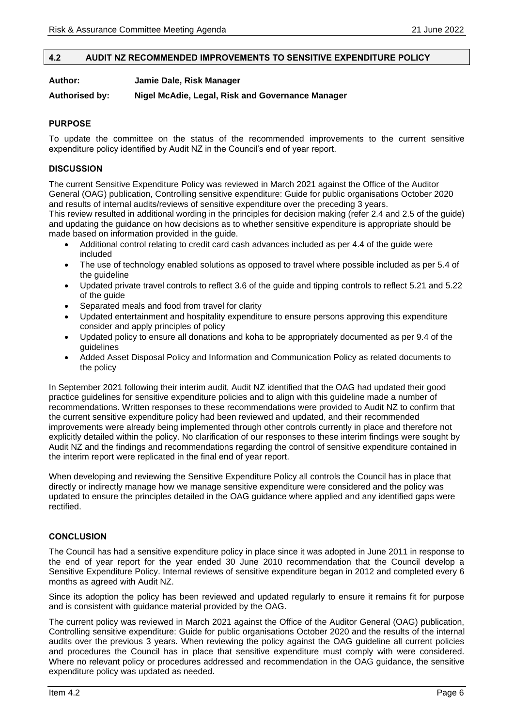## 4.2 AUDIT NZ RECOMMENDED IMPROVEMENTS TO SENSITIVE EXPENDITURE POLICY

**Author:** **Jamie Dale, Risk Manager**

**Authorised by:** **Nigel McAdie, Legal, Risk and Governance Manager**

### PURPOSE

To update the committee on the status of the recommended improvements to the current sensitive expenditure policy identified by Audit NZ in the Council's end of year report.

### DISCUSSION

The current Sensitive Expenditure Policy was reviewed in March 2021 against the Office of the Auditor General (OAG) publication, Controlling sensitive expenditure: Guide for public organisations October 2020 and results of internal audits/reviews of sensitive expenditure over the preceding 3 years.
This review resulted in additional wording in the principles for decision making (refer 2.4 and 2.5 of the guide) and updating the guidance on how decisions as to whether sensitive expenditure is appropriate should be made based on information provided in the guide.

- Additional control relating to credit card cash advances included as per 4.4 of the guide were included
- The use of technology enabled solutions as opposed to travel where possible included as per 5.4 of the guideline
- Updated private travel controls to reflect 3.6 of the guide and tipping controls to reflect 5.21 and 5.22 of the guide
- Separated meals and food from travel for clarity
- Updated entertainment and hospitality expenditure to ensure persons approving this expenditure consider and apply principles of policy
- Updated policy to ensure all donations and koha to be appropriately documented as per 9.4 of the guidelines
- Added Asset Disposal Policy and Information and Communication Policy as related documents to the policy

In September 2021 following their interim audit, Audit NZ identified that the OAG had updated their good practice guidelines for sensitive expenditure policies and to align with this guideline made a number of recommendations. Written responses to these recommendations were provided to Audit NZ to confirm that the current sensitive expenditure policy had been reviewed and updated, and their recommended improvements were already being implemented through other controls currently in place and therefore not explicitly detailed within the policy. No clarification of our responses to these interim findings were sought by Audit NZ and the findings and recommendations regarding the control of sensitive expenditure contained in the interim report were replicated in the final end of year report.

When developing and reviewing the Sensitive Expenditure Policy all controls the Council has in place that directly or indirectly manage how we manage sensitive expenditure were considered and the policy was updated to ensure the principles detailed in the OAG guidance where applied and any identified gaps were rectified.

### CONCLUSION

The Council has had a sensitive expenditure policy in place since it was adopted in June 2011 in response to the end of year report for the year ended 30 June 2010 recommendation that the Council develop a Sensitive Expenditure Policy. Internal reviews of sensitive expenditure began in 2012 and completed every 6 months as agreed with Audit NZ.

Since its adoption the policy has been reviewed and updated regularly to ensure it remains fit for purpose and is consistent with guidance material provided by the OAG.

The current policy was reviewed in March 2021 against the Office of the Auditor General (OAG) publication, Controlling sensitive expenditure: Guide for public organisations October 2020 and the results of the internal audits over the previous 3 years. When reviewing the policy against the OAG guideline all current policies and procedures the Council has in place that sensitive expenditure must comply with were considered. Where no relevant policy or procedures addressed and recommendation in the OAG guidance, the sensitive expenditure policy was updated as needed.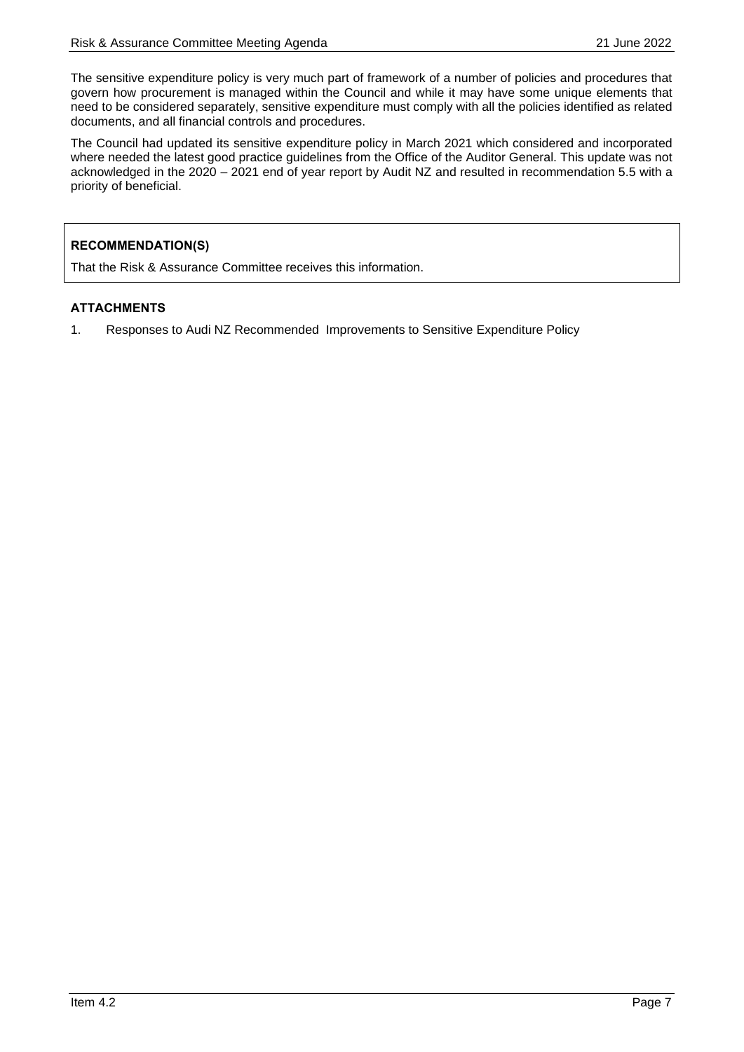The sensitive expenditure policy is very much part of framework of a number of policies and procedures that govern how procurement is managed within the Council and while it may have some unique elements that need to be considered separately, sensitive expenditure must comply with all the policies identified as related documents, and all financial controls and procedures.

The Council had updated its sensitive expenditure policy in March 2021 which considered and incorporated where needed the latest good practice guidelines from the Office of the Auditor General. This update was not acknowledged in the 2020 – 2021 end of year report by Audit NZ and resulted in recommendation 5.5 with a priority of beneficial.

**RECOMMENDATION(S)**

That the Risk & Assurance Committee receives this information.

**ATTACHMENTS**

1. Responses to Audi NZ Recommended Improvements to Sensitive Expenditure Policy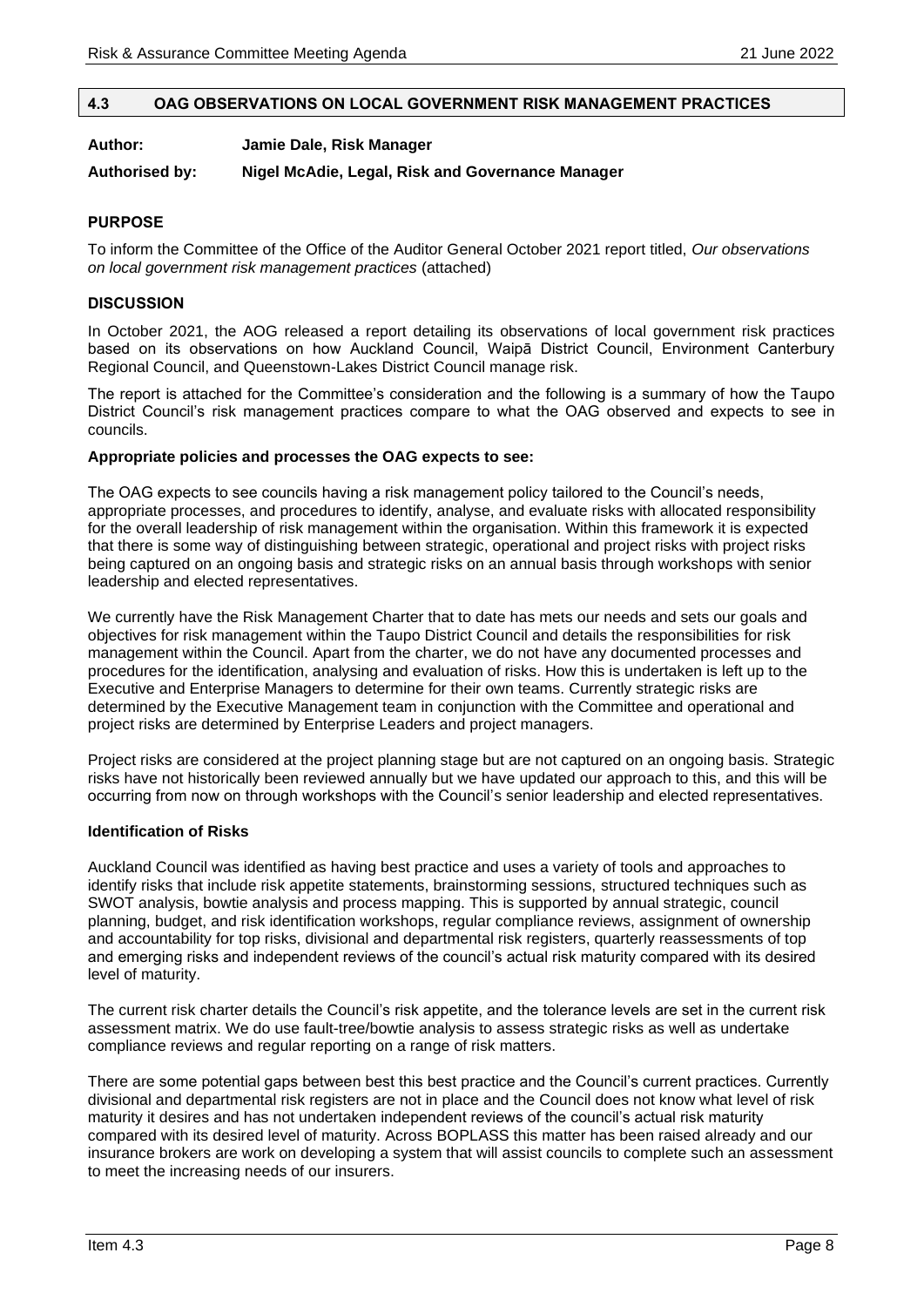## 4.3 OAG OBSERVATIONS ON LOCAL GOVERNMENT RISK MANAGEMENT PRACTICES

**Author:** **Jamie Dale, Risk Manager**

**Authorised by:** **Nigel McAdie, Legal, Risk and Governance Manager**

### PURPOSE

To inform the Committee of the Office of the Auditor General October 2021 report titled, *Our observations on local government risk management practices* (attached)

### DISCUSSION

In October 2021, the AOG released a report detailing its observations of local government risk practices based on its observations on how Auckland Council, Waipā District Council, Environment Canterbury Regional Council, and Queenstown-Lakes District Council manage risk.

The report is attached for the Committee's consideration and the following is a summary of how the Taupo District Council's risk management practices compare to what the OAG observed and expects to see in councils.

**Appropriate policies and processes the OAG expects to see:**

The OAG expects to see councils having a risk management policy tailored to the Council's needs, appropriate processes, and procedures to identify, analyse, and evaluate risks with allocated responsibility for the overall leadership of risk management within the organisation. Within this framework it is expected that there is some way of distinguishing between strategic, operational and project risks with project risks being captured on an ongoing basis and strategic risks on an annual basis through workshops with senior leadership and elected representatives.

We currently have the Risk Management Charter that to date has mets our needs and sets our goals and objectives for risk management within the Taupo District Council and details the responsibilities for risk management within the Council. Apart from the charter, we do not have any documented processes and procedures for the identification, analysing and evaluation of risks. How this is undertaken is left up to the Executive and Enterprise Managers to determine for their own teams. Currently strategic risks are determined by the Executive Management team in conjunction with the Committee and operational and project risks are determined by Enterprise Leaders and project managers.

Project risks are considered at the project planning stage but are not captured on an ongoing basis. Strategic risks have not historically been reviewed annually but we have updated our approach to this, and this will be occurring from now on through workshops with the Council's senior leadership and elected representatives.

**Identification of Risks**

Auckland Council was identified as having best practice and uses a variety of tools and approaches to identify risks that include risk appetite statements, brainstorming sessions, structured techniques such as SWOT analysis, bowtie analysis and process mapping. This is supported by annual strategic, council planning, budget, and risk identification workshops, regular compliance reviews, assignment of ownership and accountability for top risks, divisional and departmental risk registers, quarterly reassessments of top and emerging risks and independent reviews of the council's actual risk maturity compared with its desired level of maturity.

The current risk charter details the Council's risk appetite, and the tolerance levels are set in the current risk assessment matrix. We do use fault-tree/bowtie analysis to assess strategic risks as well as undertake compliance reviews and regular reporting on a range of risk matters.

There are some potential gaps between best this best practice and the Council's current practices. Currently divisional and departmental risk registers are not in place and the Council does not know what level of risk maturity it desires and has not undertaken independent reviews of the council's actual risk maturity compared with its desired level of maturity. Across BOPLASS this matter has been raised already and our insurance brokers are work on developing a system that will assist councils to complete such an assessment to meet the increasing needs of our insurers.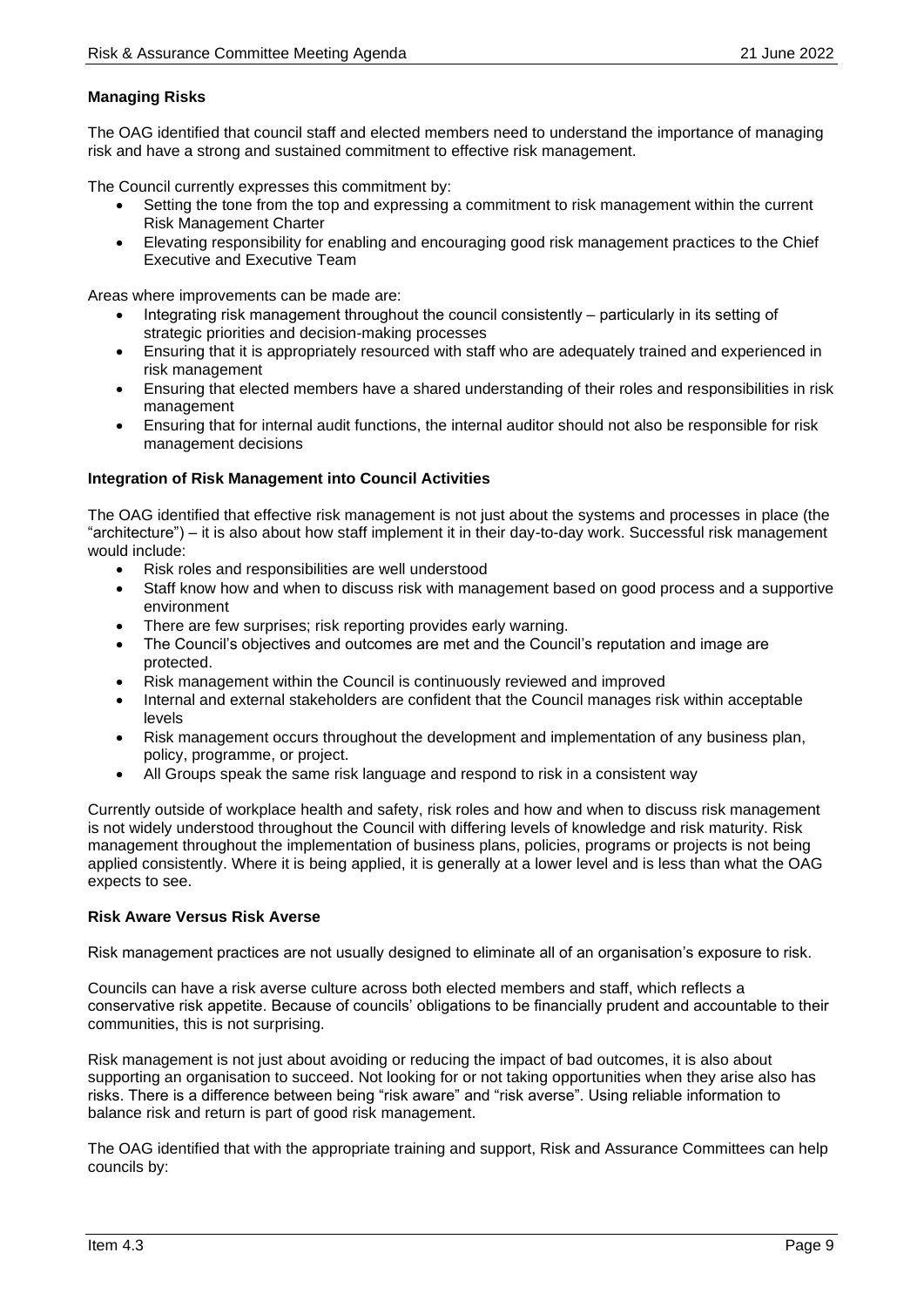**Managing Risks**

The OAG identified that council staff and elected members need to understand the importance of managing risk and have a strong and sustained commitment to effective risk management.

The Council currently expresses this commitment by:

- Setting the tone from the top and expressing a commitment to risk management within the current Risk Management Charter
- Elevating responsibility for enabling and encouraging good risk management practices to the Chief Executive and Executive Team

Areas where improvements can be made are:

- Integrating risk management throughout the council consistently – particularly in its setting of strategic priorities and decision-making processes
- Ensuring that it is appropriately resourced with staff who are adequately trained and experienced in risk management
- Ensuring that elected members have a shared understanding of their roles and responsibilities in risk management
- Ensuring that for internal audit functions, the internal auditor should not also be responsible for risk management decisions

**Integration of Risk Management into Council Activities**

The OAG identified that effective risk management is not just about the systems and processes in place (the "architecture") – it is also about how staff implement it in their day-to-day work. Successful risk management would include:

- Risk roles and responsibilities are well understood
- Staff know how and when to discuss risk with management based on good process and a supportive environment
- There are few surprises; risk reporting provides early warning.
- The Council's objectives and outcomes are met and the Council's reputation and image are protected.
- Risk management within the Council is continuously reviewed and improved
- Internal and external stakeholders are confident that the Council manages risk within acceptable levels
- Risk management occurs throughout the development and implementation of any business plan, policy, programme, or project.
- All Groups speak the same risk language and respond to risk in a consistent way

Currently outside of workplace health and safety, risk roles and how and when to discuss risk management is not widely understood throughout the Council with differing levels of knowledge and risk maturity. Risk management throughout the implementation of business plans, policies, programs or projects is not being applied consistently. Where it is being applied, it is generally at a lower level and is less than what the OAG expects to see.

**Risk Aware Versus Risk Averse**

Risk management practices are not usually designed to eliminate all of an organisation's exposure to risk.

Councils can have a risk averse culture across both elected members and staff, which reflects a conservative risk appetite. Because of councils' obligations to be financially prudent and accountable to their communities, this is not surprising.

Risk management is not just about avoiding or reducing the impact of bad outcomes, it is also about supporting an organisation to succeed. Not looking for or not taking opportunities when they arise also has risks. There is a difference between being "risk aware" and "risk averse". Using reliable information to balance risk and return is part of good risk management.

The OAG identified that with the appropriate training and support, Risk and Assurance Committees can help councils by: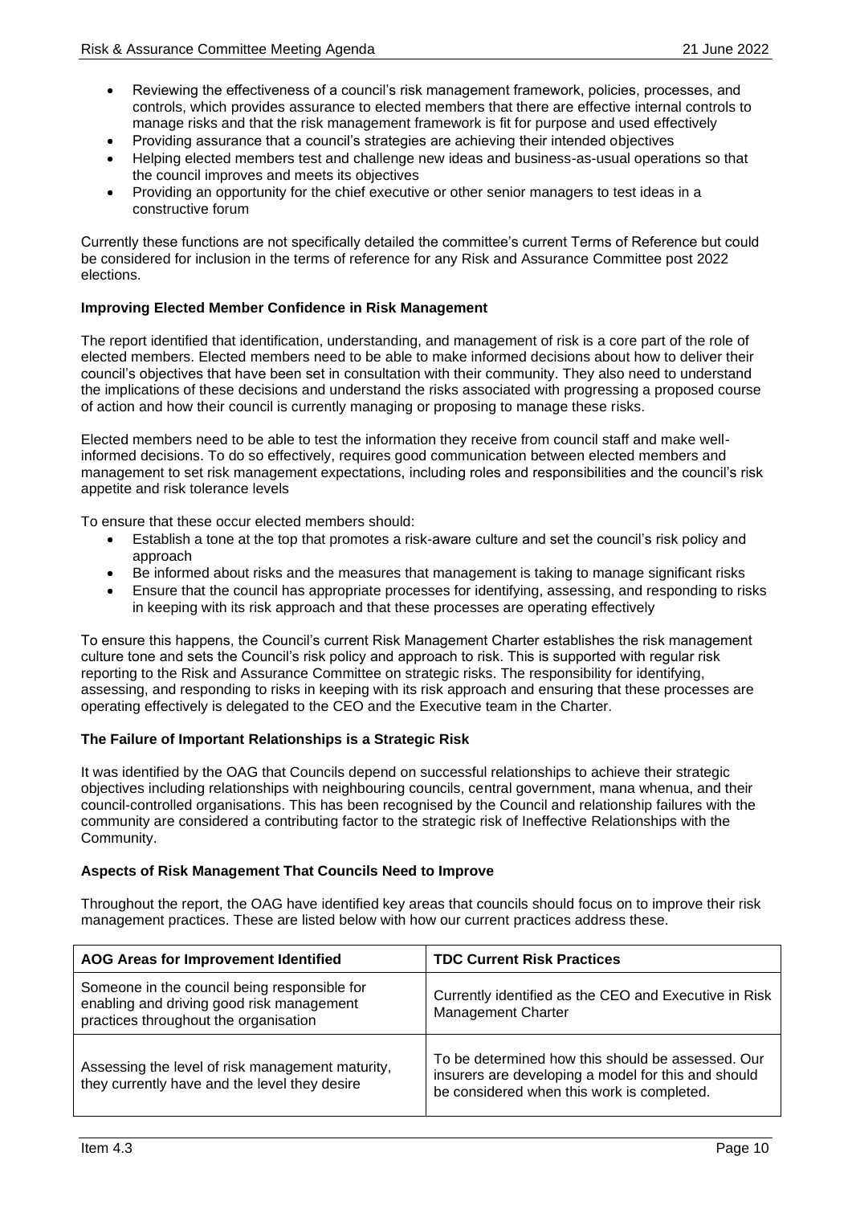- Reviewing the effectiveness of a council's risk management framework, policies, processes, and controls, which provides assurance to elected members that there are effective internal controls to manage risks and that the risk management framework is fit for purpose and used effectively
- Providing assurance that a council's strategies are achieving their intended objectives
- Helping elected members test and challenge new ideas and business-as-usual operations so that the council improves and meets its objectives
- Providing an opportunity for the chief executive or other senior managers to test ideas in a constructive forum

Currently these functions are not specifically detailed the committee's current Terms of Reference but could be considered for inclusion in the terms of reference for any Risk and Assurance Committee post 2022 elections.

**Improving Elected Member Confidence in Risk Management**

The report identified that identification, understanding, and management of risk is a core part of the role of elected members. Elected members need to be able to make informed decisions about how to deliver their council's objectives that have been set in consultation with their community. They also need to understand the implications of these decisions and understand the risks associated with progressing a proposed course of action and how their council is currently managing or proposing to manage these risks.

Elected members need to be able to test the information they receive from council staff and make well-informed decisions. To do so effectively, requires good communication between elected members and management to set risk management expectations, including roles and responsibilities and the council's risk appetite and risk tolerance levels

To ensure that these occur elected members should:

- Establish a tone at the top that promotes a risk-aware culture and set the council's risk policy and approach
- Be informed about risks and the measures that management is taking to manage significant risks
- Ensure that the council has appropriate processes for identifying, assessing, and responding to risks in keeping with its risk approach and that these processes are operating effectively

To ensure this happens, the Council's current Risk Management Charter establishes the risk management culture tone and sets the Council's risk policy and approach to risk. This is supported with regular risk reporting to the Risk and Assurance Committee on strategic risks. The responsibility for identifying, assessing, and responding to risks in keeping with its risk approach and ensuring that these processes are operating effectively is delegated to the CEO and the Executive team in the Charter.

**The Failure of Important Relationships is a Strategic Risk**

It was identified by the OAG that Councils depend on successful relationships to achieve their strategic objectives including relationships with neighbouring councils, central government, mana whenua, and their council-controlled organisations. This has been recognised by the Council and relationship failures with the community are considered a contributing factor to the strategic risk of Ineffective Relationships with the Community.

**Aspects of Risk Management That Councils Need to Improve**

Throughout the report, the OAG have identified key areas that councils should focus on to improve their risk management practices. These are listed below with how our current practices address these.

| AOG Areas for Improvement Identified | TDC Current Risk Practices |
| --- | --- |
| Someone in the council being responsible for enabling and driving good risk management practices throughout the organisation | Currently identified as the CEO and Executive in Risk Management Charter |
| Assessing the level of risk management maturity, they currently have and the level they desire | To be determined how this should be assessed. Our insurers are developing a model for this and should be considered when this work is completed. |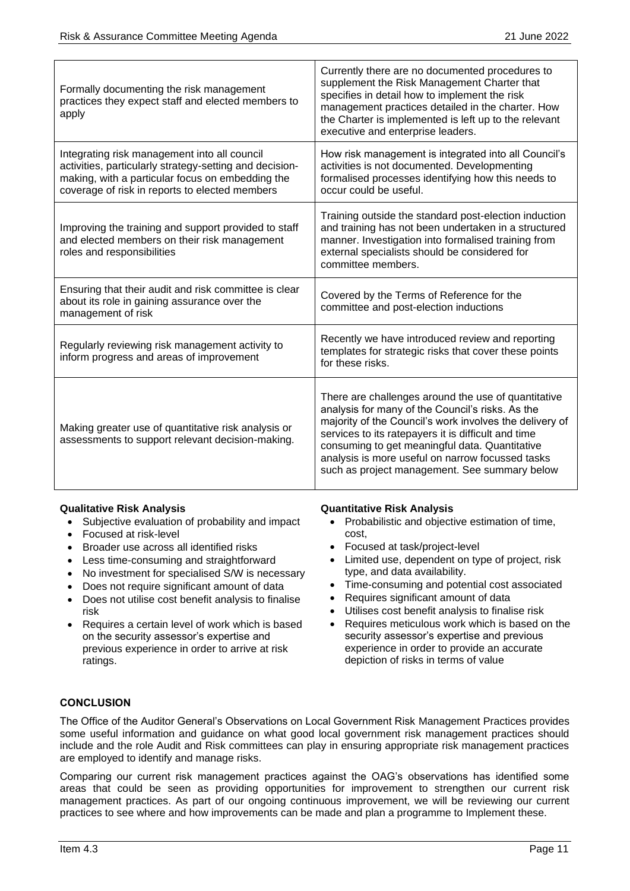| | |
|---|---|
| Formally documenting the risk management practices they expect staff and elected members to apply | Currently there are no documented procedures to supplement the Risk Management Charter that specifies in detail how to implement the risk management practices detailed in the charter. How the Charter is implemented is left up to the relevant executive and enterprise leaders. |
| Integrating risk management into all council activities, particularly strategy-setting and decision-making, with a particular focus on embedding the coverage of risk in reports to elected members | How risk management is integrated into all Council's activities is not documented. Developmenting formalised processes identifying how this needs to occur could be useful. |
| Improving the training and support provided to staff and elected members on their risk management roles and responsibilities | Training outside the standard post-election induction and training has not been undertaken in a structured manner. Investigation into formalised training from external specialists should be considered for committee members. |
| Ensuring that their audit and risk committee is clear about its role in gaining assurance over the management of risk | Covered by the Terms of Reference for the committee and post-election inductions |
| Regularly reviewing risk management activity to inform progress and areas of improvement | Recently we have introduced review and reporting templates for strategic risks that cover these points for these risks. |
| Making greater use of quantitative risk analysis or assessments to support relevant decision-making. | There are challenges around the use of quantitative analysis for many of the Council's risks. As the majority of the Council's work involves the delivery of services to its ratepayers it is difficult and time consuming to get meaningful data. Quantitative analysis is more useful on narrow focussed tasks such as project management. See summary below |

**Qualitative Risk Analysis**

- Subjective evaluation of probability and impact
- Focused at risk-level
- Broader use across all identified risks
- Less time-consuming and straightforward
- No investment for specialised S/W is necessary
- Does not require significant amount of data
- Does not utilise cost benefit analysis to finalise risk
- Requires a certain level of work which is based on the security assessor's expertise and previous experience in order to arrive at risk ratings.

**Quantitative Risk Analysis**

- Probabilistic and objective estimation of time, cost,
- Focused at task/project-level
- Limited use, dependent on type of project, risk type, and data availability.
- Time-consuming and potential cost associated
- Requires significant amount of data
- Utilises cost benefit analysis to finalise risk
- Requires meticulous work which is based on the security assessor's expertise and previous experience in order to provide an accurate depiction of risks in terms of value

**CONCLUSION**

The Office of the Auditor General's Observations on Local Government Risk Management Practices provides some useful information and guidance on what good local government risk management practices should include and the role Audit and Risk committees can play in ensuring appropriate risk management practices are employed to identify and manage risks.

Comparing our current risk management practices against the OAG's observations has identified some areas that could be seen as providing opportunities for improvement to strengthen our current risk management practices. As part of our ongoing continuous improvement, we will be reviewing our current practices to see where and how improvements can be made and plan a programme to Implement these.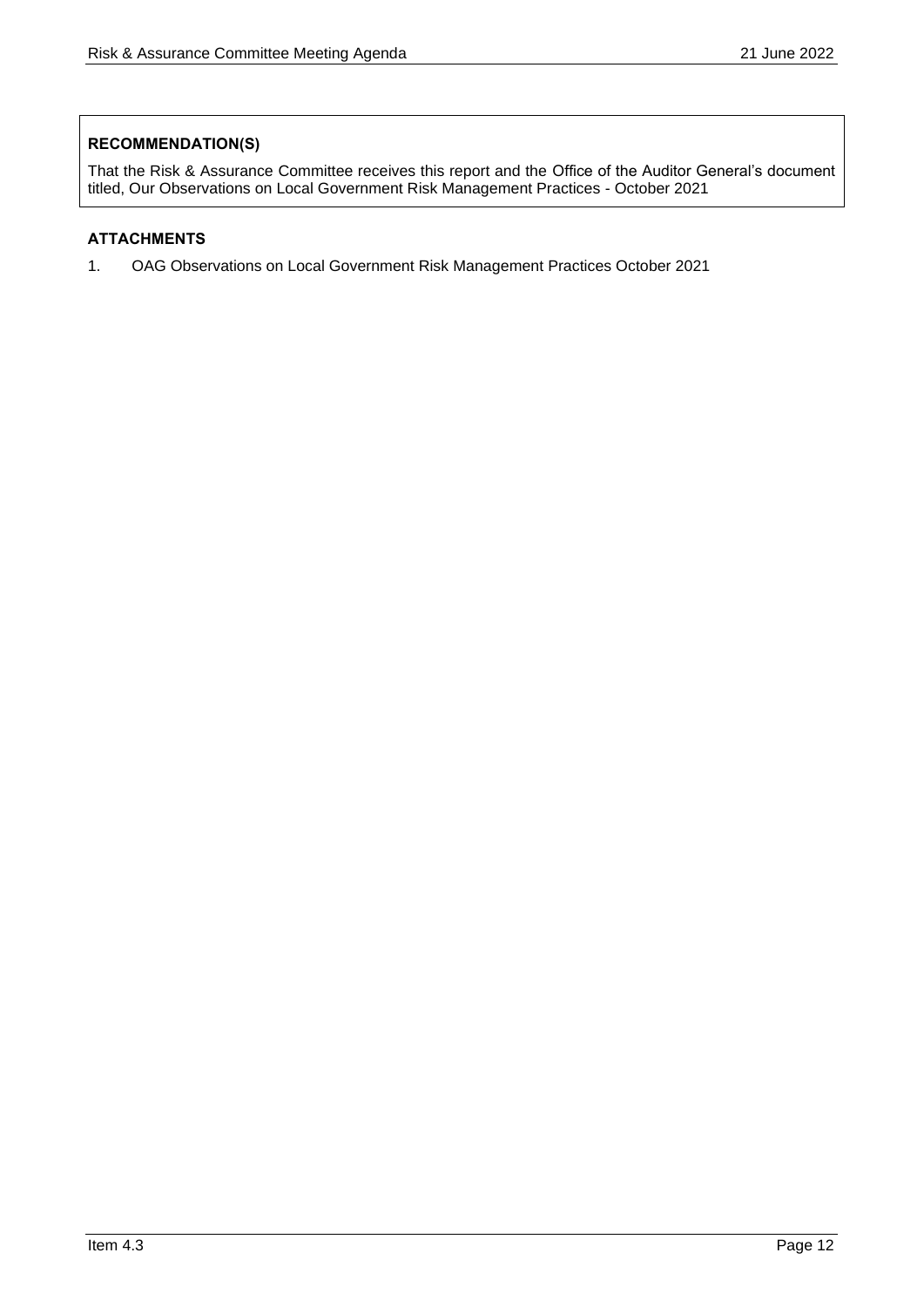**RECOMMENDATION(S)**

That the Risk & Assurance Committee receives this report and the Office of the Auditor General's document titled, Our Observations on Local Government Risk Management Practices - October 2021

**ATTACHMENTS**

1. OAG Observations on Local Government Risk Management Practices October 2021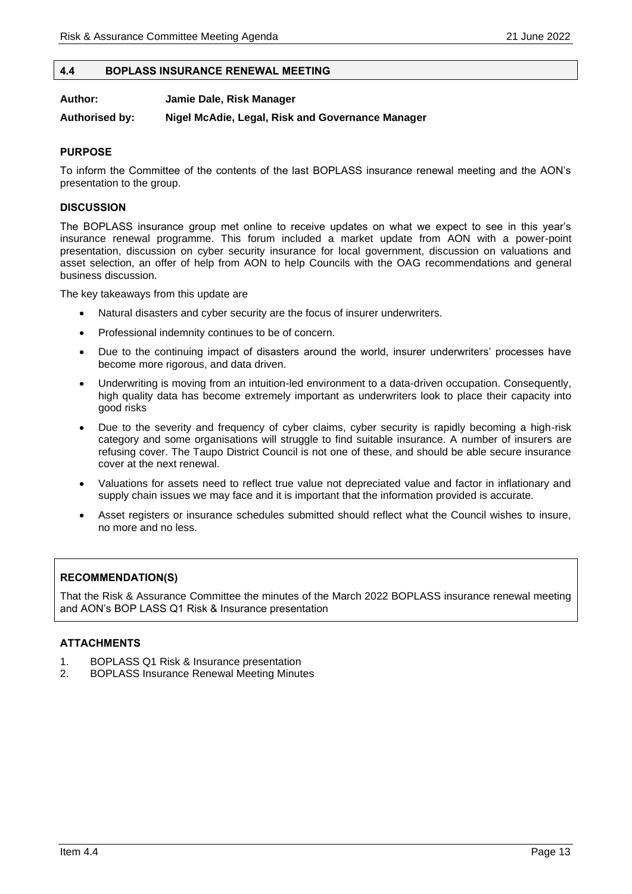## 4.4 BOPLASS INSURANCE RENEWAL MEETING

**Author:** **Jamie Dale, Risk Manager**

**Authorised by:** **Nigel McAdie, Legal, Risk and Governance Manager**

### PURPOSE

To inform the Committee of the contents of the last BOPLASS insurance renewal meeting and the AON's presentation to the group.

### DISCUSSION

The BOPLASS insurance group met online to receive updates on what we expect to see in this year's insurance renewal programme. This forum included a market update from AON with a power-point presentation, discussion on cyber security insurance for local government, discussion on valuations and asset selection, an offer of help from AON to help Councils with the OAG recommendations and general business discussion.

The key takeaways from this update are

- Natural disasters and cyber security are the focus of insurer underwriters.
- Professional indemnity continues to be of concern.
- Due to the continuing impact of disasters around the world, insurer underwriters' processes have become more rigorous, and data driven.
- Underwriting is moving from an intuition-led environment to a data-driven occupation. Consequently, high quality data has become extremely important as underwriters look to place their capacity into good risks
- Due to the severity and frequency of cyber claims, cyber security is rapidly becoming a high-risk category and some organisations will struggle to find suitable insurance. A number of insurers are refusing cover. The Taupo District Council is not one of these, and should be able secure insurance cover at the next renewal.
- Valuations for assets need to reflect true value not depreciated value and factor in inflationary and supply chain issues we may face and it is important that the information provided is accurate.
- Asset registers or insurance schedules submitted should reflect what the Council wishes to insure, no more and no less.

### RECOMMENDATION(S)

That the Risk & Assurance Committee the minutes of the March 2022 BOPLASS insurance renewal meeting and AON's BOP LASS Q1 Risk & Insurance presentation

### ATTACHMENTS

1. BOPLASS Q1 Risk & Insurance presentation
2. BOPLASS Insurance Renewal Meeting Minutes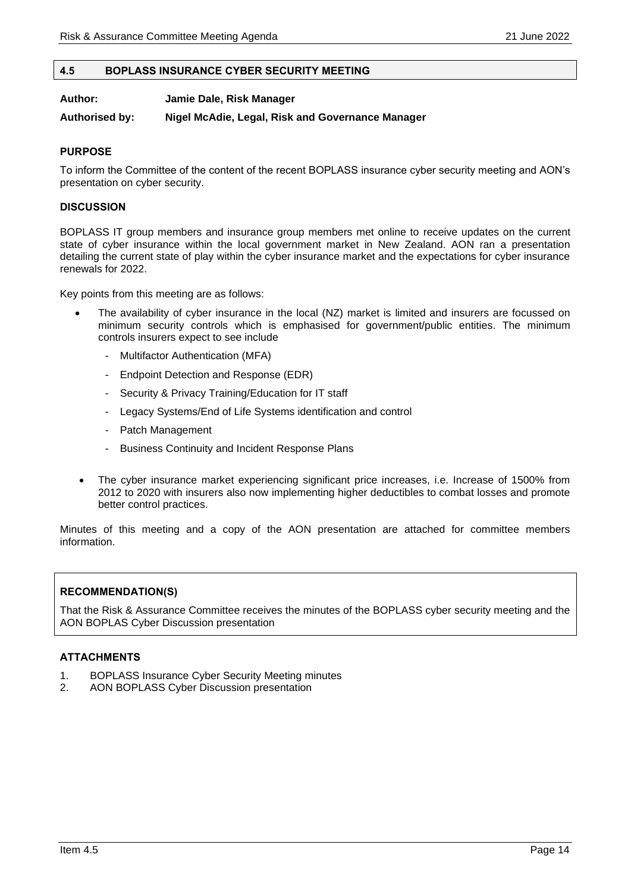## 4.5 BOPLASS INSURANCE CYBER SECURITY MEETING

**Author:** **Jamie Dale, Risk Manager**

**Authorised by:** **Nigel McAdie, Legal, Risk and Governance Manager**

### PURPOSE

To inform the Committee of the content of the recent BOPLASS insurance cyber security meeting and AON's presentation on cyber security.

### DISCUSSION

BOPLASS IT group members and insurance group members met online to receive updates on the current state of cyber insurance within the local government market in New Zealand. AON ran a presentation detailing the current state of play within the cyber insurance market and the expectations for cyber insurance renewals for 2022.

Key points from this meeting are as follows:

- The availability of cyber insurance in the local (NZ) market is limited and insurers are focussed on minimum security controls which is emphasised for government/public entities. The minimum controls insurers expect to see include
  - Multifactor Authentication (MFA)
  - Endpoint Detection and Response (EDR)
  - Security & Privacy Training/Education for IT staff
  - Legacy Systems/End of Life Systems identification and control
  - Patch Management
  - Business Continuity and Incident Response Plans
- The cyber insurance market experiencing significant price increases, i.e. Increase of 1500% from 2012 to 2020 with insurers also now implementing higher deductibles to combat losses and promote better control practices.

Minutes of this meeting and a copy of the AON presentation are attached for committee members information.

### RECOMMENDATION(S)

That the Risk & Assurance Committee receives the minutes of the BOPLASS cyber security meeting and the AON BOPLAS Cyber Discussion presentation

### ATTACHMENTS

1. BOPLASS Insurance Cyber Security Meeting minutes
2. AON BOPLASS Cyber Discussion presentation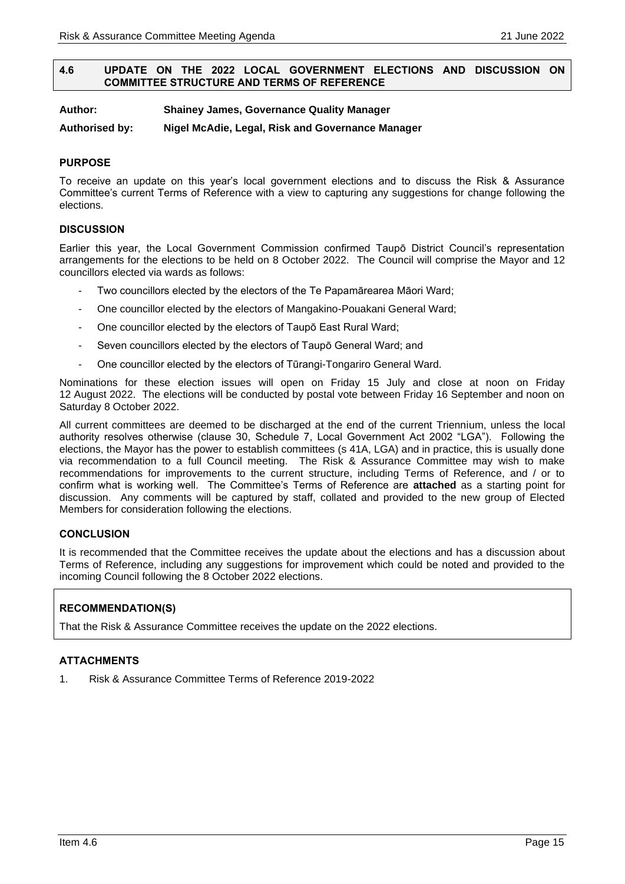## 4.6 UPDATE ON THE 2022 LOCAL GOVERNMENT ELECTIONS AND DISCUSSION ON COMMITTEE STRUCTURE AND TERMS OF REFERENCE

**Author:** **Shainey James, Governance Quality Manager**

**Authorised by:** **Nigel McAdie, Legal, Risk and Governance Manager**

### PURPOSE

To receive an update on this year's local government elections and to discuss the Risk & Assurance Committee's current Terms of Reference with a view to capturing any suggestions for change following the elections.

### DISCUSSION

Earlier this year, the Local Government Commission confirmed Taupō District Council's representation arrangements for the elections to be held on 8 October 2022. The Council will comprise the Mayor and 12 councillors elected via wards as follows:

- Two councillors elected by the electors of the Te Papamārearea Māori Ward;
- One councillor elected by the electors of Mangakino-Pouakani General Ward;
- One councillor elected by the electors of Taupō East Rural Ward;
- Seven councillors elected by the electors of Taupō General Ward; and
- One councillor elected by the electors of Tūrangi-Tongariro General Ward.

Nominations for these election issues will open on Friday 15 July and close at noon on Friday 12 August 2022. The elections will be conducted by postal vote between Friday 16 September and noon on Saturday 8 October 2022.

All current committees are deemed to be discharged at the end of the current Triennium, unless the local authority resolves otherwise (clause 30, Schedule 7, Local Government Act 2002 "LGA"). Following the elections, the Mayor has the power to establish committees (s 41A, LGA) and in practice, this is usually done via recommendation to a full Council meeting. The Risk & Assurance Committee may wish to make recommendations for improvements to the current structure, including Terms of Reference, and / or to confirm what is working well. The Committee's Terms of Reference are **attached** as a starting point for discussion. Any comments will be captured by staff, collated and provided to the new group of Elected Members for consideration following the elections.

### CONCLUSION

It is recommended that the Committee receives the update about the elections and has a discussion about Terms of Reference, including any suggestions for improvement which could be noted and provided to the incoming Council following the 8 October 2022 elections.

### RECOMMENDATION(S)

That the Risk & Assurance Committee receives the update on the 2022 elections.

### ATTACHMENTS

1. Risk & Assurance Committee Terms of Reference 2019-2022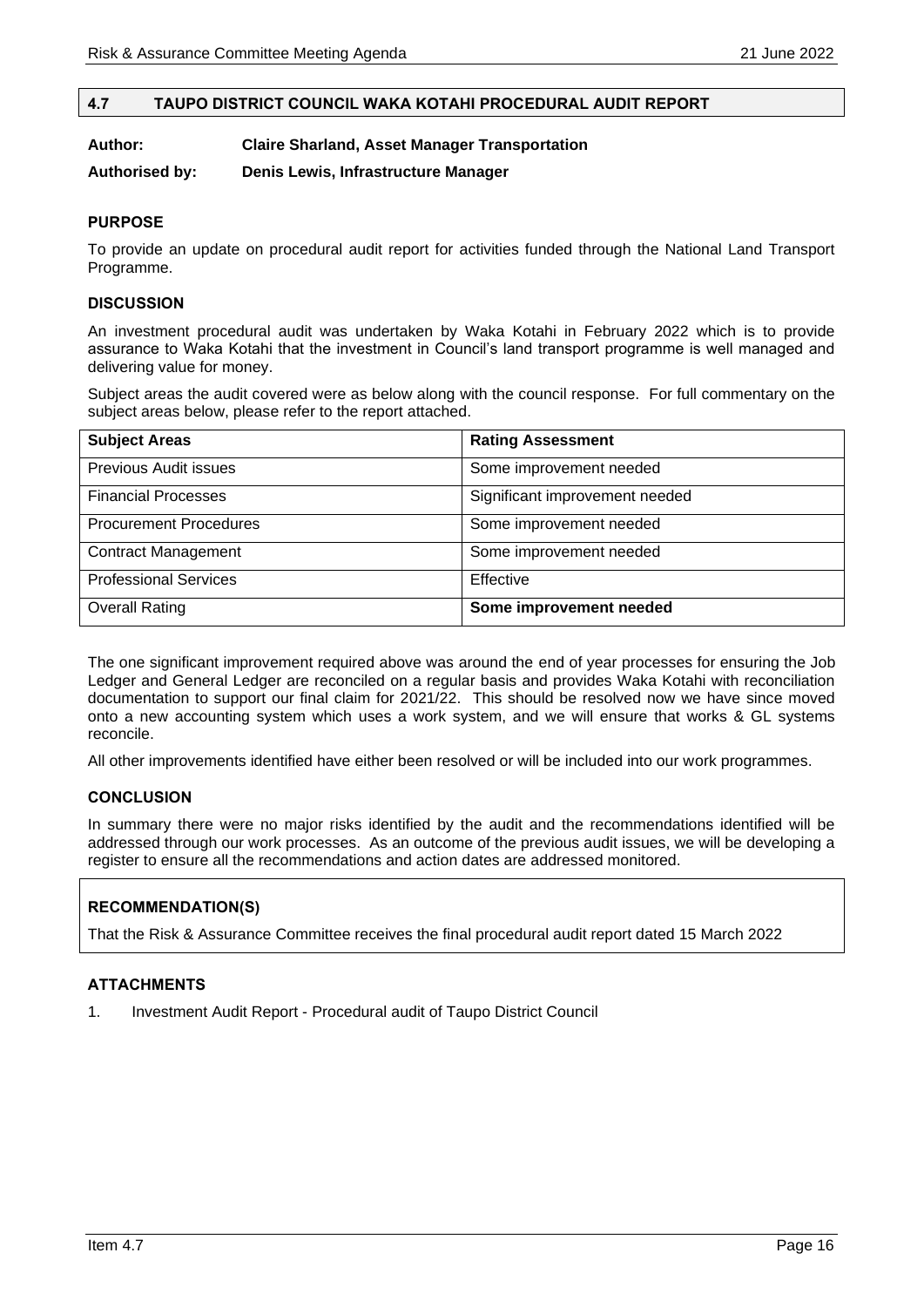## 4.7 TAUPO DISTRICT COUNCIL WAKA KOTAHI PROCEDURAL AUDIT REPORT

**Author:** **Claire Sharland, Asset Manager Transportation**

**Authorised by:** **Denis Lewis, Infrastructure Manager**

### PURPOSE

To provide an update on procedural audit report for activities funded through the National Land Transport Programme.

### DISCUSSION

An investment procedural audit was undertaken by Waka Kotahi in February 2022 which is to provide assurance to Waka Kotahi that the investment in Council's land transport programme is well managed and delivering value for money.

Subject areas the audit covered were as below along with the council response. For full commentary on the subject areas below, please refer to the report attached.

| Subject Areas | Rating Assessment |
|---|---|
| Previous Audit issues | Some improvement needed |
| Financial Processes | Significant improvement needed |
| Procurement Procedures | Some improvement needed |
| Contract Management | Some improvement needed |
| Professional Services | Effective |
| Overall Rating | **Some improvement needed** |

The one significant improvement required above was around the end of year processes for ensuring the Job Ledger and General Ledger are reconciled on a regular basis and provides Waka Kotahi with reconciliation documentation to support our final claim for 2021/22. This should be resolved now we have since moved onto a new accounting system which uses a work system, and we will ensure that works & GL systems reconcile.

All other improvements identified have either been resolved or will be included into our work programmes.

### CONCLUSION

In summary there were no major risks identified by the audit and the recommendations identified will be addressed through our work processes. As an outcome of the previous audit issues, we will be developing a register to ensure all the recommendations and action dates are addressed monitored.

### RECOMMENDATION(S)

That the Risk & Assurance Committee receives the final procedural audit report dated 15 March 2022

### ATTACHMENTS

1. Investment Audit Report - Procedural audit of Taupo District Council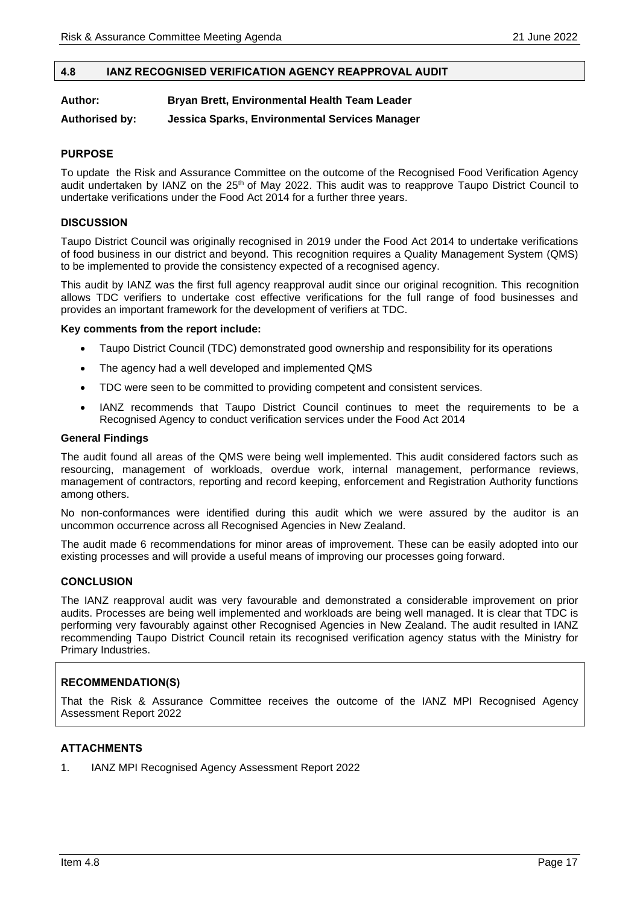## 4.8 IANZ RECOGNISED VERIFICATION AGENCY REAPPROVAL AUDIT

**Author: Bryan Brett, Environmental Health Team Leader**

**Authorised by: Jessica Sparks, Environmental Services Manager**

### PURPOSE

To update the Risk and Assurance Committee on the outcome of the Recognised Food Verification Agency audit undertaken by IANZ on the 25th of May 2022. This audit was to reapprove Taupo District Council to undertake verifications under the Food Act 2014 for a further three years.

### DISCUSSION

Taupo District Council was originally recognised in 2019 under the Food Act 2014 to undertake verifications of food business in our district and beyond. This recognition requires a Quality Management System (QMS) to be implemented to provide the consistency expected of a recognised agency.

This audit by IANZ was the first full agency reapproval audit since our original recognition. This recognition allows TDC verifiers to undertake cost effective verifications for the full range of food businesses and provides an important framework for the development of verifiers at TDC.

**Key comments from the report include:**

- Taupo District Council (TDC) demonstrated good ownership and responsibility for its operations
- The agency had a well developed and implemented QMS
- TDC were seen to be committed to providing competent and consistent services.
- IANZ recommends that Taupo District Council continues to meet the requirements to be a Recognised Agency to conduct verification services under the Food Act 2014

**General Findings**

The audit found all areas of the QMS were being well implemented. This audit considered factors such as resourcing, management of workloads, overdue work, internal management, performance reviews, management of contractors, reporting and record keeping, enforcement and Registration Authority functions among others.

No non-conformances were identified during this audit which we were assured by the auditor is an uncommon occurrence across all Recognised Agencies in New Zealand.

The audit made 6 recommendations for minor areas of improvement. These can be easily adopted into our existing processes and will provide a useful means of improving our processes going forward.

### CONCLUSION

The IANZ reapproval audit was very favourable and demonstrated a considerable improvement on prior audits. Processes are being well implemented and workloads are being well managed. It is clear that TDC is performing very favourably against other Recognised Agencies in New Zealand. The audit resulted in IANZ recommending Taupo District Council retain its recognised verification agency status with the Ministry for Primary Industries.

### RECOMMENDATION(S)

That the Risk & Assurance Committee receives the outcome of the IANZ MPI Recognised Agency Assessment Report 2022

### ATTACHMENTS

1. IANZ MPI Recognised Agency Assessment Report 2022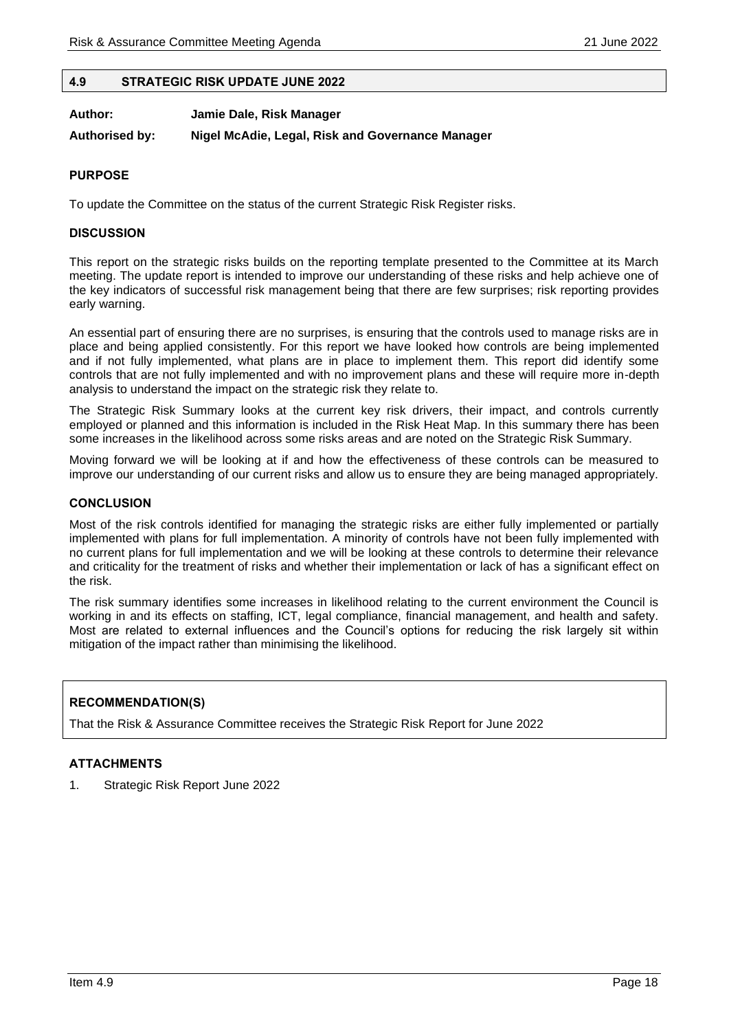## 4.9 STRATEGIC RISK UPDATE JUNE 2022

**Author:** **Jamie Dale, Risk Manager**

**Authorised by:** **Nigel McAdie, Legal, Risk and Governance Manager**

### PURPOSE

To update the Committee on the status of the current Strategic Risk Register risks.

### DISCUSSION

This report on the strategic risks builds on the reporting template presented to the Committee at its March meeting. The update report is intended to improve our understanding of these risks and help achieve one of the key indicators of successful risk management being that there are few surprises; risk reporting provides early warning.

An essential part of ensuring there are no surprises, is ensuring that the controls used to manage risks are in place and being applied consistently. For this report we have looked how controls are being implemented and if not fully implemented, what plans are in place to implement them. This report did identify some controls that are not fully implemented and with no improvement plans and these will require more in-depth analysis to understand the impact on the strategic risk they relate to.

The Strategic Risk Summary looks at the current key risk drivers, their impact, and controls currently employed or planned and this information is included in the Risk Heat Map. In this summary there has been some increases in the likelihood across some risks areas and are noted on the Strategic Risk Summary.

Moving forward we will be looking at if and how the effectiveness of these controls can be measured to improve our understanding of our current risks and allow us to ensure they are being managed appropriately.

### CONCLUSION

Most of the risk controls identified for managing the strategic risks are either fully implemented or partially implemented with plans for full implementation. A minority of controls have not been fully implemented with no current plans for full implementation and we will be looking at these controls to determine their relevance and criticality for the treatment of risks and whether their implementation or lack of has a significant effect on the risk.

The risk summary identifies some increases in likelihood relating to the current environment the Council is working in and its effects on staffing, ICT, legal compliance, financial management, and health and safety. Most are related to external influences and the Council's options for reducing the risk largely sit within mitigation of the impact rather than minimising the likelihood.

### RECOMMENDATION(S)

That the Risk & Assurance Committee receives the Strategic Risk Report for June 2022

### ATTACHMENTS

1. Strategic Risk Report June 2022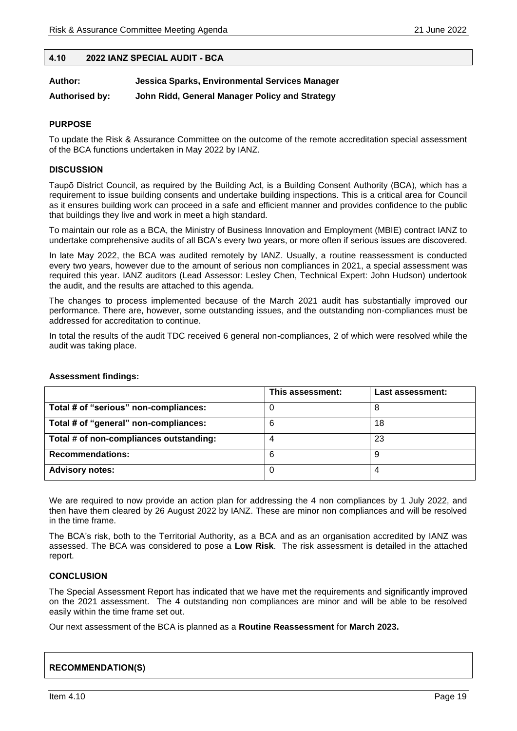## 4.10 2022 IANZ SPECIAL AUDIT - BCA

**Author: Jessica Sparks, Environmental Services Manager**

**Authorised by: John Ridd, General Manager Policy and Strategy**

### PURPOSE

To update the Risk & Assurance Committee on the outcome of the remote accreditation special assessment of the BCA functions undertaken in May 2022 by IANZ.

### DISCUSSION

Taupō District Council, as required by the Building Act, is a Building Consent Authority (BCA), which has a requirement to issue building consents and undertake building inspections. This is a critical area for Council as it ensures building work can proceed in a safe and efficient manner and provides confidence to the public that buildings they live and work in meet a high standard.

To maintain our role as a BCA, the Ministry of Business Innovation and Employment (MBIE) contract IANZ to undertake comprehensive audits of all BCA's every two years, or more often if serious issues are discovered.

In late May 2022, the BCA was audited remotely by IANZ. Usually, a routine reassessment is conducted every two years, however due to the amount of serious non compliances in 2021, a special assessment was required this year. IANZ auditors (Lead Assessor: Lesley Chen, Technical Expert: John Hudson) undertook the audit, and the results are attached to this agenda.

The changes to process implemented because of the March 2021 audit has substantially improved our performance. There are, however, some outstanding issues, and the outstanding non-compliances must be addressed for accreditation to continue.

In total the results of the audit TDC received 6 general non-compliances, 2 of which were resolved while the audit was taking place.

**Assessment findings:**

| | This assessment: | Last assessment: |
|---|---|---|
| **Total # of "serious" non-compliances:** | 0 | 8 |
| **Total # of "general" non-compliances:** | 6 | 18 |
| **Total # of non-compliances outstanding:** | 4 | 23 |
| **Recommendations:** | 6 | 9 |
| **Advisory notes:** | 0 | 4 |

We are required to now provide an action plan for addressing the 4 non compliances by 1 July 2022, and then have them cleared by 26 August 2022 by IANZ. These are minor non compliances and will be resolved in the time frame.

The BCA's risk, both to the Territorial Authority, as a BCA and as an organisation accredited by IANZ was assessed. The BCA was considered to pose a **Low Risk**. The risk assessment is detailed in the attached report.

### CONCLUSION

The Special Assessment Report has indicated that we have met the requirements and significantly improved on the 2021 assessment. The 4 outstanding non compliances are minor and will be able to be resolved easily within the time frame set out.

Our next assessment of the BCA is planned as a **Routine Reassessment** for **March 2023.**

### RECOMMENDATION(S)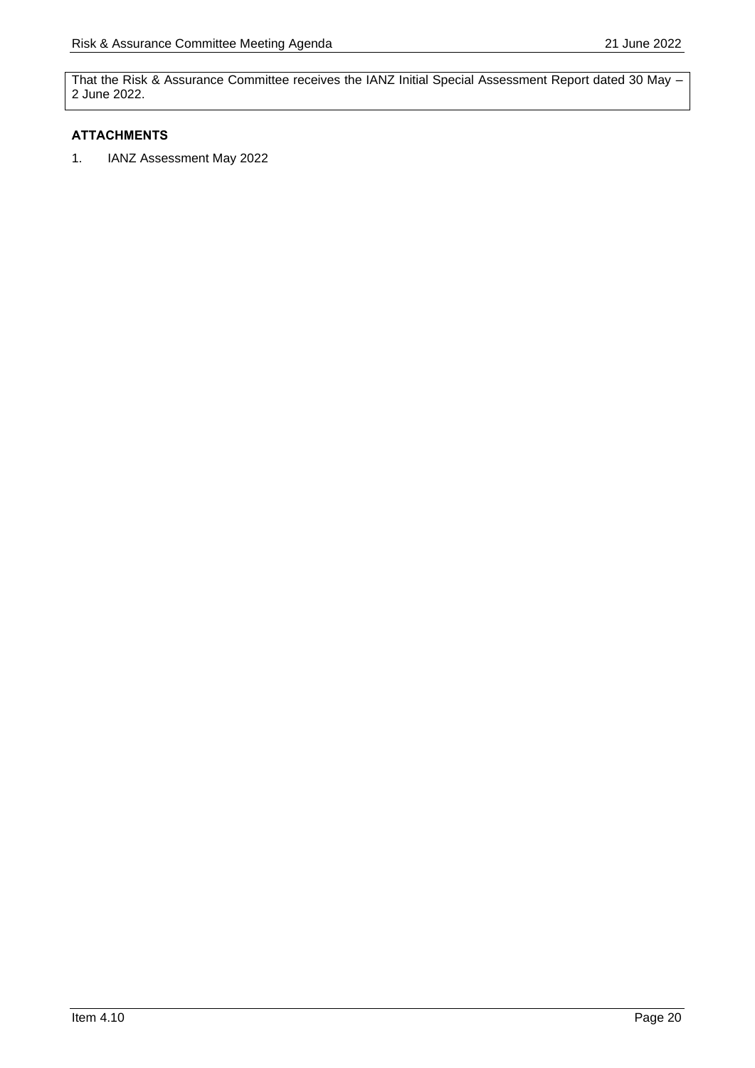That the Risk & Assurance Committee receives the IANZ Initial Special Assessment Report dated 30 May – 2 June 2022.

**ATTACHMENTS**

1. IANZ Assessment May 2022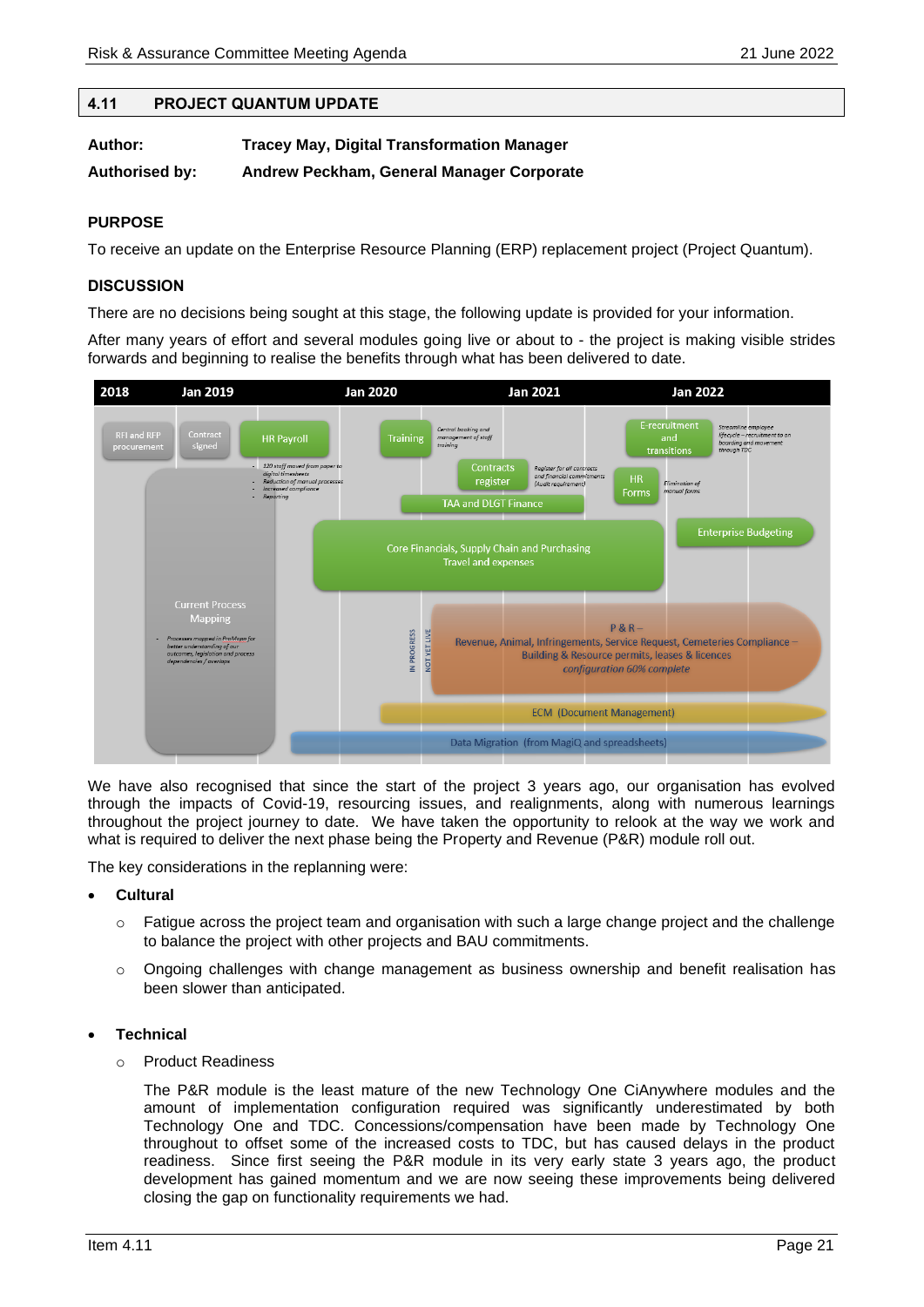## 4.11 PROJECT QUANTUM UPDATE

**Author:** **Tracey May, Digital Transformation Manager**

**Authorised by:** **Andrew Peckham, General Manager Corporate**

### PURPOSE

To receive an update on the Enterprise Resource Planning (ERP) replacement project (Project Quantum).

### DISCUSSION

There are no decisions being sought at this stage, the following update is provided for your information.

After many years of effort and several modules going live or about to - the project is making visible strides forwards and beginning to realise the benefits through what has been delivered to date.

We have also recognised that since the start of the project 3 years ago, our organisation has evolved through the impacts of Covid-19, resourcing issues, and realignments, along with numerous learnings throughout the project journey to date. We have taken the opportunity to relook at the way we work and what is required to deliver the next phase being the Property and Revenue (P&R) module roll out.

The key considerations in the replanning were:

- **Cultural**
  - Fatigue across the project team and organisation with such a large change project and the challenge to balance the project with other projects and BAU commitments.
  - Ongoing challenges with change management as business ownership and benefit realisation has been slower than anticipated.

- **Technical**
  - Product Readiness

    The P&R module is the least mature of the new Technology One CiAnywhere modules and the amount of implementation configuration required was significantly underestimated by both Technology One and TDC. Concessions/compensation have been made by Technology One throughout to offset some of the increased costs to TDC, but has caused delays in the product readiness. Since first seeing the P&R module in its very early state 3 years ago, the product development has gained momentum and we are now seeing these improvements being delivered closing the gap on functionality requirements we had.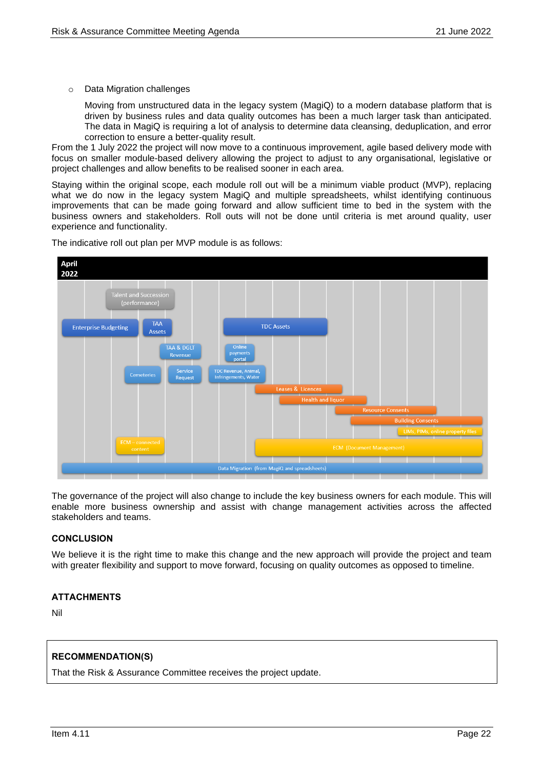- Data Migration challenges

  Moving from unstructured data in the legacy system (MagiQ) to a modern database platform that is driven by business rules and data quality outcomes has been a much larger task than anticipated. The data in MagiQ is requiring a lot of analysis to determine data cleansing, deduplication, and error correction to ensure a better-quality result.

From the 1 July 2022 the project will now move to a continuous improvement, agile based delivery mode with focus on smaller module-based delivery allowing the project to adjust to any organisational, legislative or project challenges and allow benefits to be realised sooner in each area.

Staying within the original scope, each module roll out will be a minimum viable product (MVP), replacing what we do now in the legacy system MagiQ and multiple spreadsheets, whilst identifying continuous improvements that can be made going forward and allow sufficient time to bed in the system with the business owners and stakeholders. Roll outs will not be done until criteria is met around quality, user experience and functionality.

The indicative roll out plan per MVP module is as follows:

The governance of the project will also change to include the key business owners for each module. This will enable more business ownership and assist with change management activities across the affected stakeholders and teams.

## CONCLUSION

We believe it is the right time to make this change and the new approach will provide the project and team with greater flexibility and support to move forward, focusing on quality outcomes as opposed to timeline.

## ATTACHMENTS

Nil

## RECOMMENDATION(S)

That the Risk & Assurance Committee receives the project update.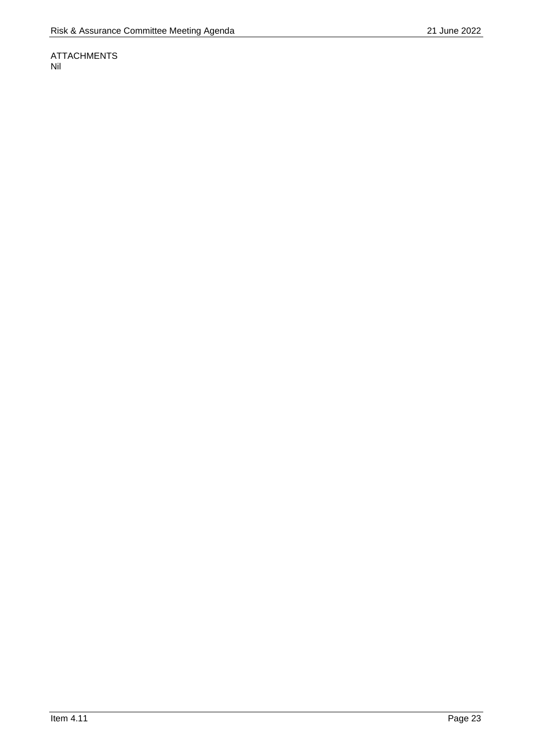ATTACHMENTS
Nil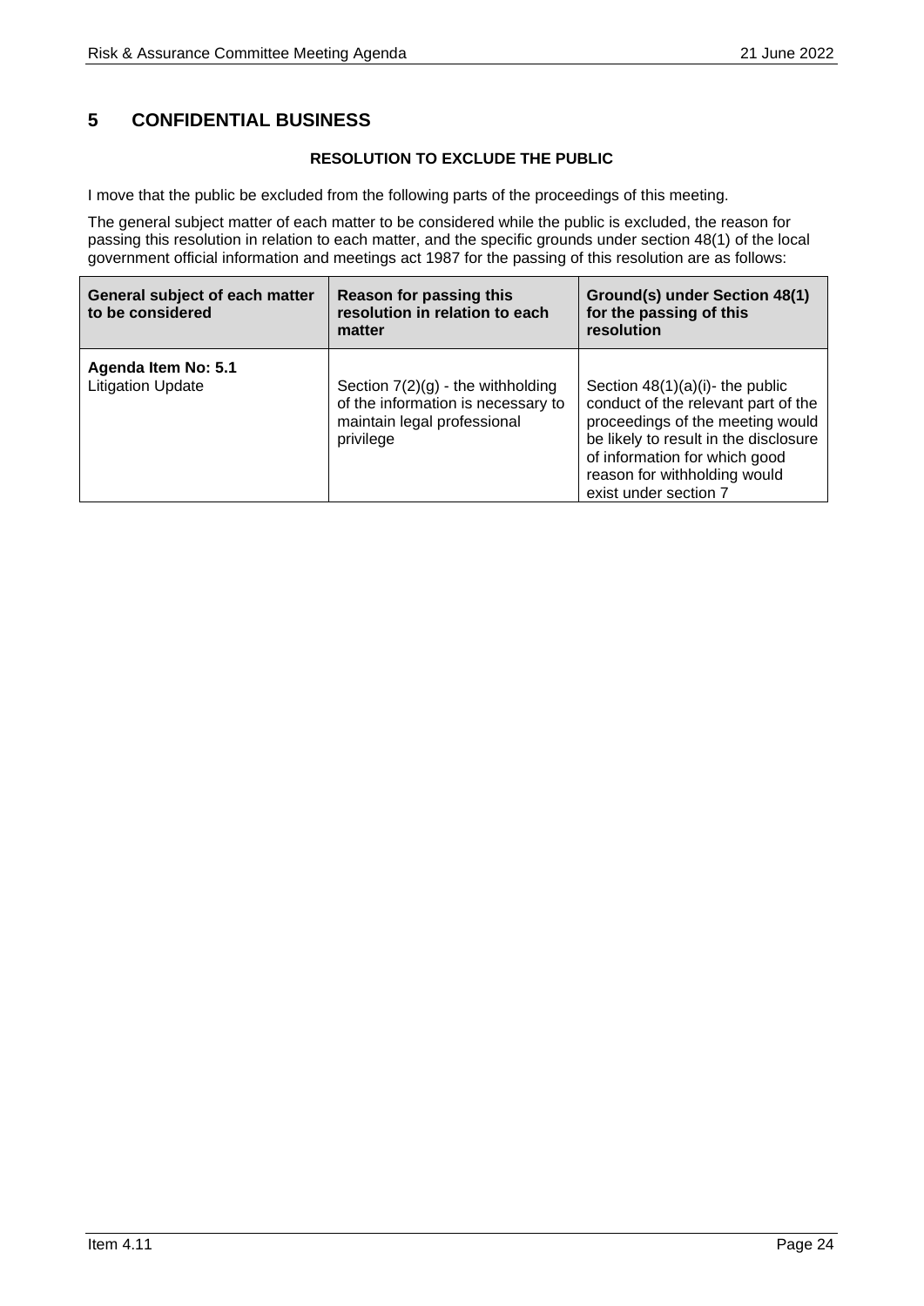## 5 CONFIDENTIAL BUSINESS

**RESOLUTION TO EXCLUDE THE PUBLIC**

I move that the public be excluded from the following parts of the proceedings of this meeting.

The general subject matter of each matter to be considered while the public is excluded, the reason for passing this resolution in relation to each matter, and the specific grounds under section 48(1) of the local government official information and meetings act 1987 for the passing of this resolution are as follows:

| General subject of each matter to be considered | Reason for passing this resolution in relation to each matter | Ground(s) under Section 48(1) for the passing of this resolution |
|---|---|---|
| **Agenda Item No: 5.1** Litigation Update | Section 7(2)(g) - the withholding of the information is necessary to maintain legal professional privilege | Section 48(1)(a)(i)- the public conduct of the relevant part of the proceedings of the meeting would be likely to result in the disclosure of information for which good reason for withholding would exist under section 7 |